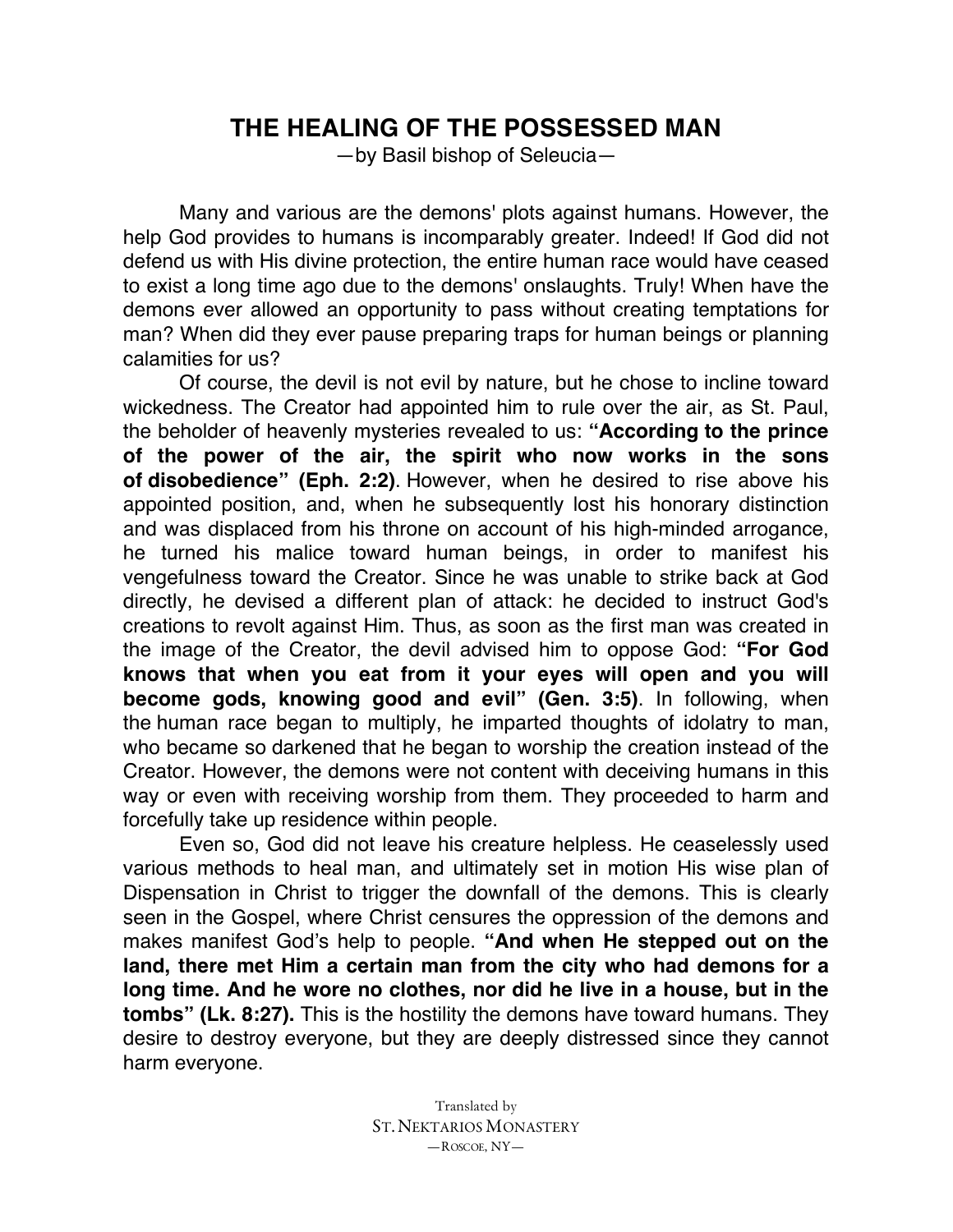# THE HEALING OF THE POSSESSED MAN

—by Basil bishop of Seleucia—

Many and various are the demons' plots against humans. However, the help God provides to humans is incomparably greater. Indeed! If God did not defend us with His divine protection, the entire human race would have ceased to exist a long time ago due to the demons' onslaughts. Truly! When have the demons ever allowed an opportunity to pass without creating temptations for man? When did they ever pause preparing traps for human beings or planning calamities for us?

Of course, the devil is not evil by nature, but he chose to incline toward wickedness. The Creator had appointed him to rule over the air, as St. Paul, the beholder of heavenly mysteries revealed to us: **"According to the prince of the power of the air, the spirit who now works in the sons of disobedience" (Eph. 2:2)**. However, when he desired to rise above his appointed position, and, when he subsequently lost his honorary distinction and was displaced from his throne on account of his high-minded arrogance, he turned his malice toward human beings, in order to manifest his vengefulness toward the Creator. Since he was unable to strike back at God directly, he devised a different plan of attack: he decided to instruct God's creations to revolt against Him. Thus, as soon as the first man was created in the image of the Creator, the devil advised him to oppose God: **"For God knows that when you eat from it your eyes will open and you will become gods, knowing good and evil" (Gen. 3:5)**. In following, when the human race began to multiply, he imparted thoughts of idolatry to man, who became so darkened that he began to worship the creation instead of the Creator. However, the demons were not content with deceiving humans in this way or even with receiving worship from them. They proceeded to harm and forcefully take up residence within people.

Even so, God did not leave his creature helpless. He ceaselessly used various methods to heal man, and ultimately set in motion His wise plan of Dispensation in Christ to trigger the downfall of the demons. This is clearly seen in the Gospel, where Christ censures the oppression of the demons and makes manifest God's help to people. **"And when He stepped out on the land, there met Him a certain man from the city who had demons for a long time. And he wore no clothes, nor did he live in a house, but in the tombs" (Lk. 8:27).** This is the hostility the demons have toward humans. They desire to destroy everyone, but they are deeply distressed since they cannot harm everyone.

Translated by
ST. NEKTARIOS MONASTERY
—ROSCOE, NY—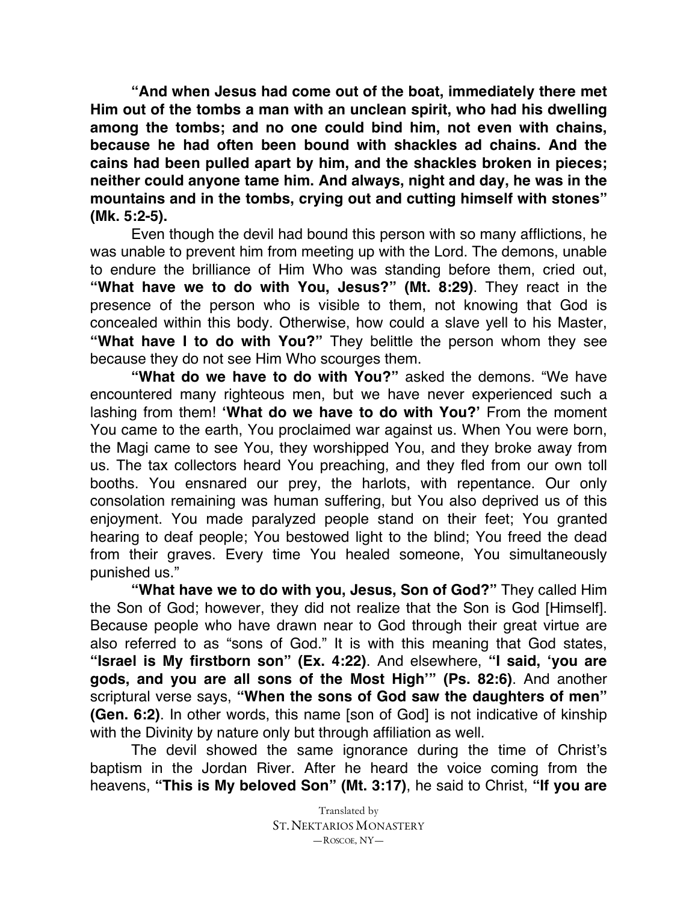**"And when Jesus had come out of the boat, immediately there met Him out of the tombs a man with an unclean spirit, who had his dwelling among the tombs; and no one could bind him, not even with chains, because he had often been bound with shackles ad chains. And the cains had been pulled apart by him, and the shackles broken in pieces; neither could anyone tame him. And always, night and day, he was in the mountains and in the tombs, crying out and cutting himself with stones" (Mk. 5:2-5).**

Even though the devil had bound this person with so many afflictions, he was unable to prevent him from meeting up with the Lord. The demons, unable to endure the brilliance of Him Who was standing before them, cried out, **"What have we to do with You, Jesus?" (Mt. 8:29)**. They react in the presence of the person who is visible to them, not knowing that God is concealed within this body. Otherwise, how could a slave yell to his Master, **"What have I to do with You?"** They belittle the person whom they see because they do not see Him Who scourges them.

**"What do we have to do with You?"** asked the demons. "We have encountered many righteous men, but we have never experienced such a lashing from them! **'What do we have to do with You?'** From the moment You came to the earth, You proclaimed war against us. When You were born, the Magi came to see You, they worshipped You, and they broke away from us. The tax collectors heard You preaching, and they fled from our own toll booths. You ensnared our prey, the harlots, with repentance. Our only consolation remaining was human suffering, but You also deprived us of this enjoyment. You made paralyzed people stand on their feet; You granted hearing to deaf people; You bestowed light to the blind; You freed the dead from their graves. Every time You healed someone, You simultaneously punished us."

**"What have we to do with you, Jesus, Son of God?"** They called Him the Son of God; however, they did not realize that the Son is God [Himself]. Because people who have drawn near to God through their great virtue are also referred to as "sons of God." It is with this meaning that God states, **"Israel is My firstborn son" (Ex. 4:22)**. And elsewhere, **"I said, 'you are gods, and you are all sons of the Most High'" (Ps. 82:6)**. And another scriptural verse says, **"When the sons of God saw the daughters of men" (Gen. 6:2)**. In other words, this name [son of God] is not indicative of kinship with the Divinity by nature only but through affiliation as well.

The devil showed the same ignorance during the time of Christ's baptism in the Jordan River. After he heard the voice coming from the heavens, **"This is My beloved Son" (Mt. 3:17)**, he said to Christ, **"If you are**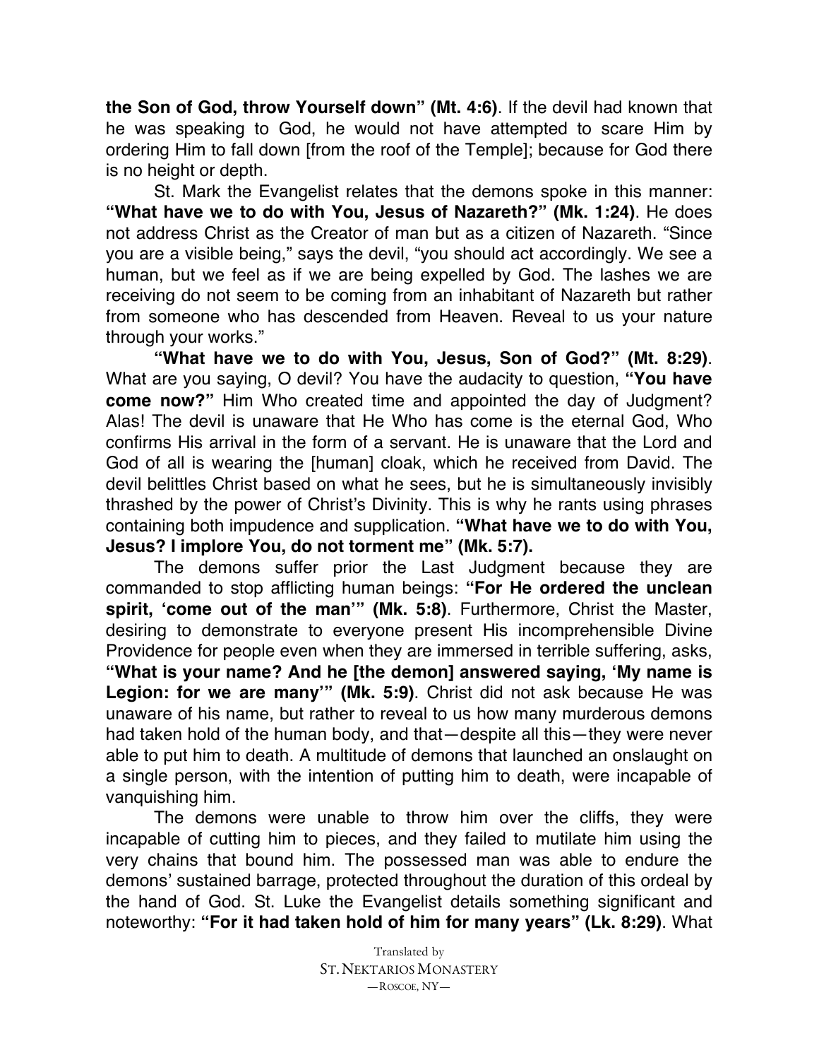**the Son of God, throw Yourself down" (Mt. 4:6)**. If the devil had known that he was speaking to God, he would not have attempted to scare Him by ordering Him to fall down [from the roof of the Temple]; because for God there is no height or depth.

St. Mark the Evangelist relates that the demons spoke in this manner: **"What have we to do with You, Jesus of Nazareth?" (Mk. 1:24)**. He does not address Christ as the Creator of man but as a citizen of Nazareth. "Since you are a visible being," says the devil, "you should act accordingly. We see a human, but we feel as if we are being expelled by God. The lashes we are receiving do not seem to be coming from an inhabitant of Nazareth but rather from someone who has descended from Heaven. Reveal to us your nature through your works."

**"What have we to do with You, Jesus, Son of God?" (Mt. 8:29)**. What are you saying, O devil? You have the audacity to question, **"You have come now?"** Him Who created time and appointed the day of Judgment? Alas! The devil is unaware that He Who has come is the eternal God, Who confirms His arrival in the form of a servant. He is unaware that the Lord and God of all is wearing the [human] cloak, which he received from David. The devil belittles Christ based on what he sees, but he is simultaneously invisibly thrashed by the power of Christ's Divinity. This is why he rants using phrases containing both impudence and supplication. **"What have we to do with You, Jesus? I implore You, do not torment me" (Mk. 5:7).**

The demons suffer prior the Last Judgment because they are commanded to stop afflicting human beings: **"For He ordered the unclean spirit, 'come out of the man'" (Mk. 5:8)**. Furthermore, Christ the Master, desiring to demonstrate to everyone present His incomprehensible Divine Providence for people even when they are immersed in terrible suffering, asks, **"What is your name? And he [the demon] answered saying, 'My name is Legion: for we are many'" (Mk. 5:9)**. Christ did not ask because He was unaware of his name, but rather to reveal to us how many murderous demons had taken hold of the human body, and that—despite all this—they were never able to put him to death. A multitude of demons that launched an onslaught on a single person, with the intention of putting him to death, were incapable of vanquishing him.

The demons were unable to throw him over the cliffs, they were incapable of cutting him to pieces, and they failed to mutilate him using the very chains that bound him. The possessed man was able to endure the demons' sustained barrage, protected throughout the duration of this ordeal by the hand of God. St. Luke the Evangelist details something significant and noteworthy: **"For it had taken hold of him for many years" (Lk. 8:29)**. What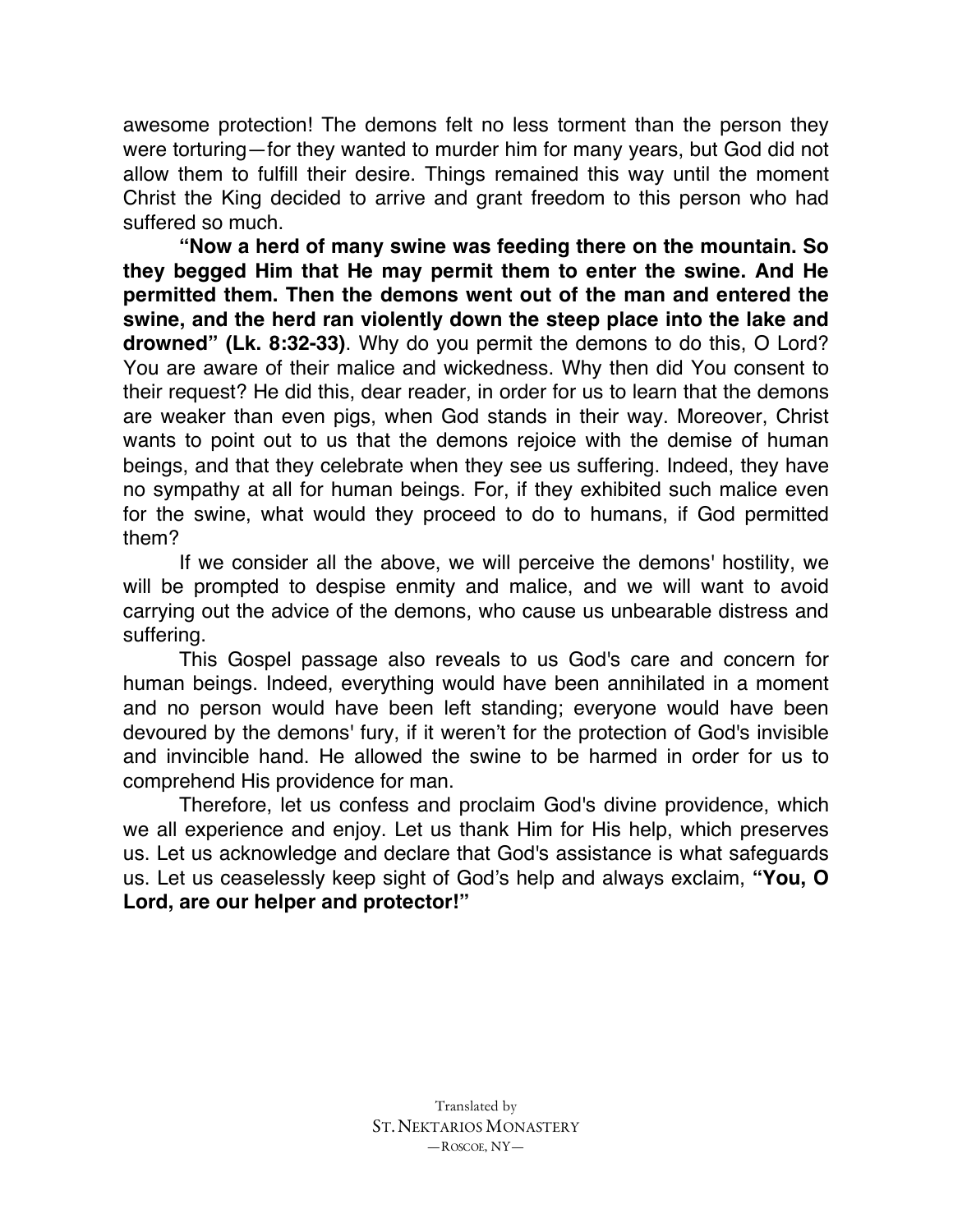awesome protection! The demons felt no less torment than the person they were torturing—for they wanted to murder him for many years, but God did not allow them to fulfill their desire. Things remained this way until the moment Christ the King decided to arrive and grant freedom to this person who had suffered so much.

**"Now a herd of many swine was feeding there on the mountain. So they begged Him that He may permit them to enter the swine. And He permitted them. Then the demons went out of the man and entered the swine, and the herd ran violently down the steep place into the lake and drowned" (Lk. 8:32-33)**. Why do you permit the demons to do this, O Lord? You are aware of their malice and wickedness. Why then did You consent to their request? He did this, dear reader, in order for us to learn that the demons are weaker than even pigs, when God stands in their way. Moreover, Christ wants to point out to us that the demons rejoice with the demise of human beings, and that they celebrate when they see us suffering. Indeed, they have no sympathy at all for human beings. For, if they exhibited such malice even for the swine, what would they proceed to do to humans, if God permitted them?

If we consider all the above, we will perceive the demons' hostility, we will be prompted to despise enmity and malice, and we will want to avoid carrying out the advice of the demons, who cause us unbearable distress and suffering.

This Gospel passage also reveals to us God's care and concern for human beings. Indeed, everything would have been annihilated in a moment and no person would have been left standing; everyone would have been devoured by the demons' fury, if it weren't for the protection of God's invisible and invincible hand. He allowed the swine to be harmed in order for us to comprehend His providence for man.

Therefore, let us confess and proclaim God's divine providence, which we all experience and enjoy. Let us thank Him for His help, which preserves us. Let us acknowledge and declare that God's assistance is what safeguards us. Let us ceaselessly keep sight of God's help and always exclaim, **"You, O Lord, are our helper and protector!"**

Translated by
ST. NEKTARIOS MONASTERY
—ROSCOE, NY—